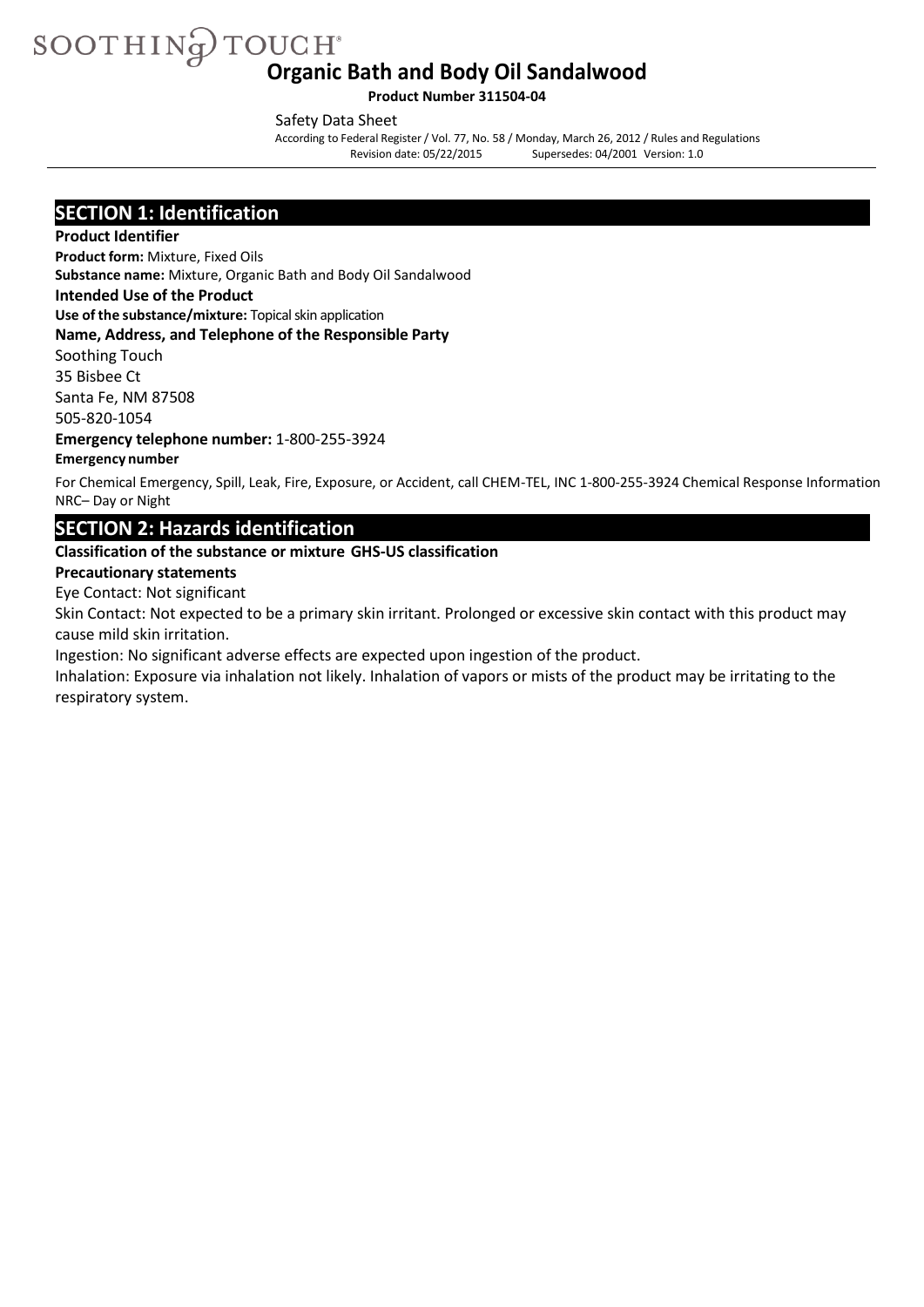SOOTHING TOUCH®

# Organic Bath and Body Oil Sandalwood

**Product Number 311504-04**

Safety Data Sheet

According to Federal Register / Vol. 77, No. 58 / Monday, March 26, 2012 / Rules and Regulations
Revision date: 05/22/2015 Supersedes: 04/2001 Version: 1.0

## SECTION 1: Identification

**Product Identifier**

**Product form:** Mixture, Fixed Oils

**Substance name:** Mixture, Organic Bath and Body Oil Sandalwood

**Intended Use of the Product**

**Use of the substance/mixture:** Topical skin application

**Name, Address, and Telephone of the Responsible Party**

Soothing Touch
35 Bisbee Ct
Santa Fe, NM 87508
505-820-1054

**Emergency telephone number:** 1-800-255-3924

**Emergency number**

For Chemical Emergency, Spill, Leak, Fire, Exposure, or Accident, call CHEM-TEL, INC 1-800-255-3924 Chemical Response Information NRC– Day or Night

## SECTION 2: Hazards identification

**Classification of the substance or mixture GHS-US classification**

**Precautionary statements**

Eye Contact: Not significant

Skin Contact: Not expected to be a primary skin irritant. Prolonged or excessive skin contact with this product may cause mild skin irritation.

Ingestion: No significant adverse effects are expected upon ingestion of the product.

Inhalation: Exposure via inhalation not likely. Inhalation of vapors or mists of the product may be irritating to the respiratory system.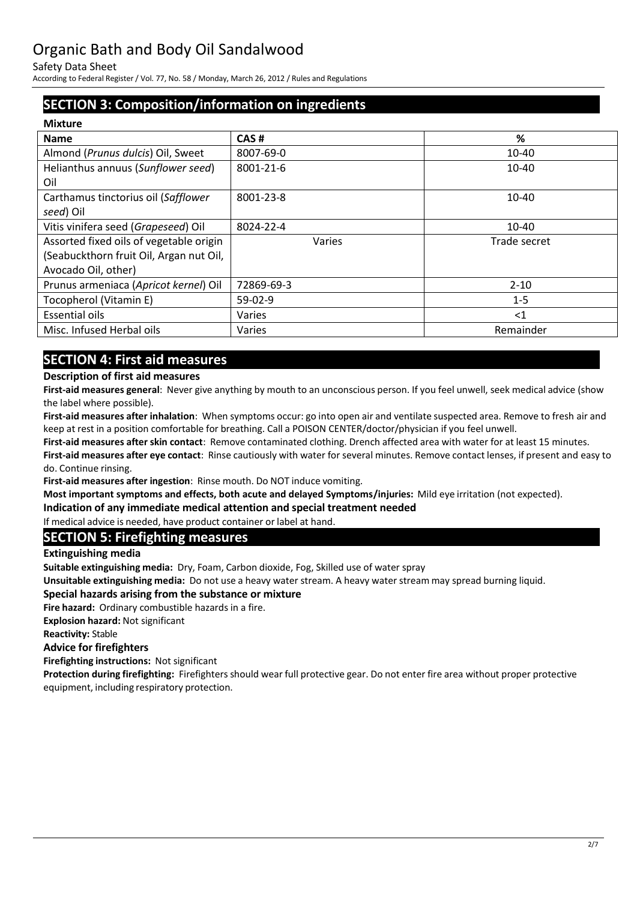## SECTION 3: Composition/information on ingredients

**Mixture**

| Name | CAS # | % |
|---|---|---|
| Almond (*Prunus dulcis*) Oil, Sweet | 8007-69-0 | 10-40 |
| Helianthus annuus (*Sunflower seed*) Oil | 8001-21-6 | 10-40 |
| Carthamus tinctorius oil (*Safflower seed*) Oil | 8001-23-8 | 10-40 |
| Vitis vinifera seed (*Grapeseed*) Oil | 8024-22-4 | 10-40 |
| Assorted fixed oils of vegetable origin (Seabuckthorn fruit Oil, Argan nut Oil, Avocado Oil, other) | Varies | Trade secret |
| Prunus armeniaca (*Apricot kernel*) Oil | 72869-69-3 | 2-10 |
| Tocopherol (Vitamin E) | 59-02-9 | 1-5 |
| Essential oils | Varies | <1 |
| Misc. Infused Herbal oils | Varies | Remainder |

## SECTION 4: First aid measures

### Description of first aid measures

**First-aid measures general**: Never give anything by mouth to an unconscious person. If you feel unwell, seek medical advice (show the label where possible).

**First-aid measures after inhalation**: When symptoms occur: go into open air and ventilate suspected area. Remove to fresh air and keep at rest in a position comfortable for breathing. Call a POISON CENTER/doctor/physician if you feel unwell.

**First-aid measures after skin contact**: Remove contaminated clothing. Drench affected area with water for at least 15 minutes.

**First-aid measures after eye contact**: Rinse cautiously with water for several minutes. Remove contact lenses, if present and easy to do. Continue rinsing.

**First-aid measures after ingestion**: Rinse mouth. Do NOT induce vomiting.

**Most important symptoms and effects, both acute and delayed Symptoms/injuries:** Mild eye irritation (not expected).

### Indication of any immediate medical attention and special treatment needed

If medical advice is needed, have product container or label at hand.

## SECTION 5: Firefighting measures

### Extinguishing media

**Suitable extinguishing media:** Dry, Foam, Carbon dioxide, Fog, Skilled use of water spray

**Unsuitable extinguishing media:** Do not use a heavy water stream. A heavy water stream may spread burning liquid.

### Special hazards arising from the substance or mixture

**Fire hazard:** Ordinary combustible hazards in a fire.

**Explosion hazard:** Not significant

**Reactivity:** Stable

### Advice for firefighters

**Firefighting instructions:** Not significant

**Protection during firefighting:** Firefighters should wear full protective gear. Do not enter fire area without proper protective equipment, including respiratory protection.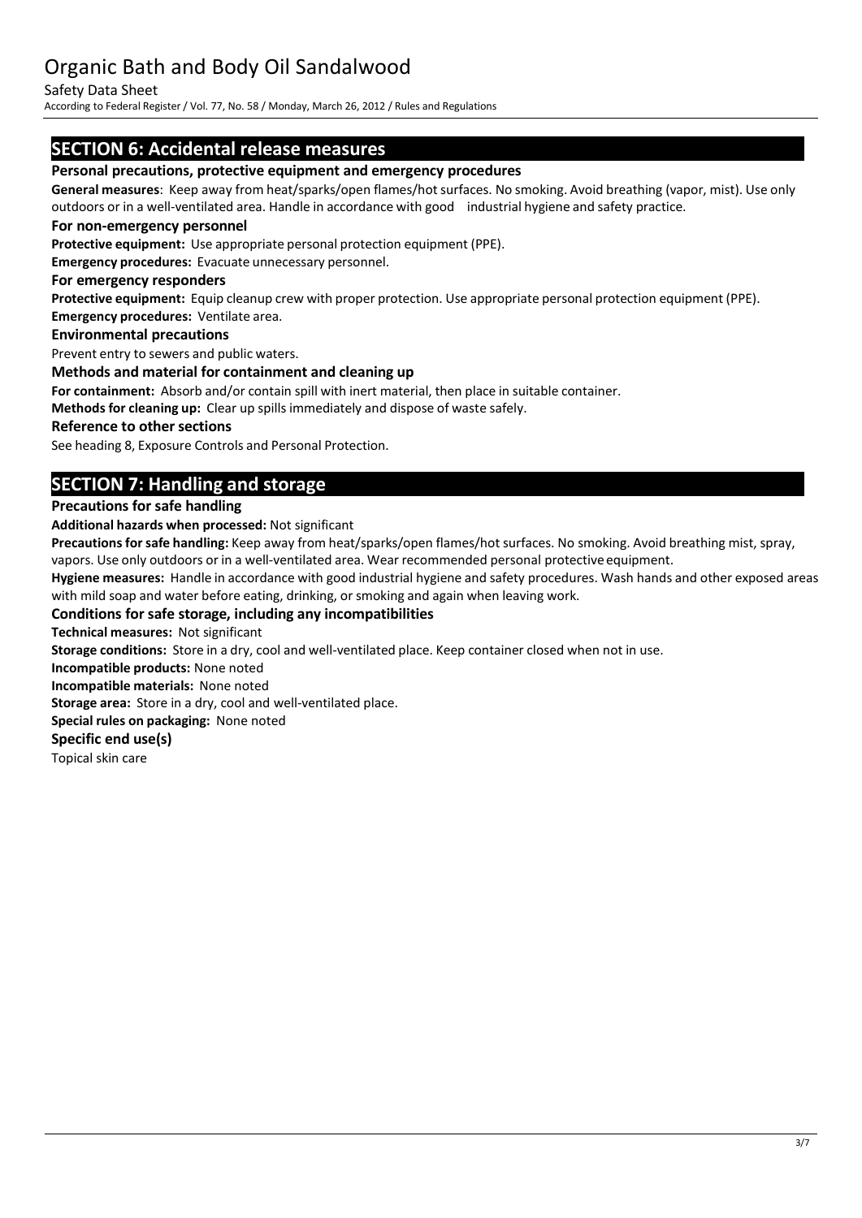## SECTION 6: Accidental release measures

### Personal precautions, protective equipment and emergency procedures

**General measures**: Keep away from heat/sparks/open flames/hot surfaces. No smoking. Avoid breathing (vapor, mist). Use only outdoors or in a well-ventilated area. Handle in accordance with good industrial hygiene and safety practice.

### For non-emergency personnel

**Protective equipment:** Use appropriate personal protection equipment (PPE).

**Emergency procedures:** Evacuate unnecessary personnel.

### For emergency responders

**Protective equipment:** Equip cleanup crew with proper protection. Use appropriate personal protection equipment (PPE).

**Emergency procedures:** Ventilate area.

### Environmental precautions

Prevent entry to sewers and public waters.

### Methods and material for containment and cleaning up

**For containment:** Absorb and/or contain spill with inert material, then place in suitable container.

**Methods for cleaning up:** Clear up spills immediately and dispose of waste safely.

### Reference to other sections

See heading 8, Exposure Controls and Personal Protection.

## SECTION 7: Handling and storage

### Precautions for safe handling

**Additional hazards when processed:** Not significant

**Precautions for safe handling:** Keep away from heat/sparks/open flames/hot surfaces. No smoking. Avoid breathing mist, spray, vapors. Use only outdoors or in a well-ventilated area. Wear recommended personal protective equipment.

**Hygiene measures:** Handle in accordance with good industrial hygiene and safety procedures. Wash hands and other exposed areas with mild soap and water before eating, drinking, or smoking and again when leaving work.

### Conditions for safe storage, including any incompatibilities

**Technical measures:** Not significant

**Storage conditions:** Store in a dry, cool and well-ventilated place. Keep container closed when not in use.

**Incompatible products:** None noted

**Incompatible materials:** None noted

**Storage area:** Store in a dry, cool and well-ventilated place.

**Special rules on packaging:** None noted

### Specific end use(s)

Topical skin care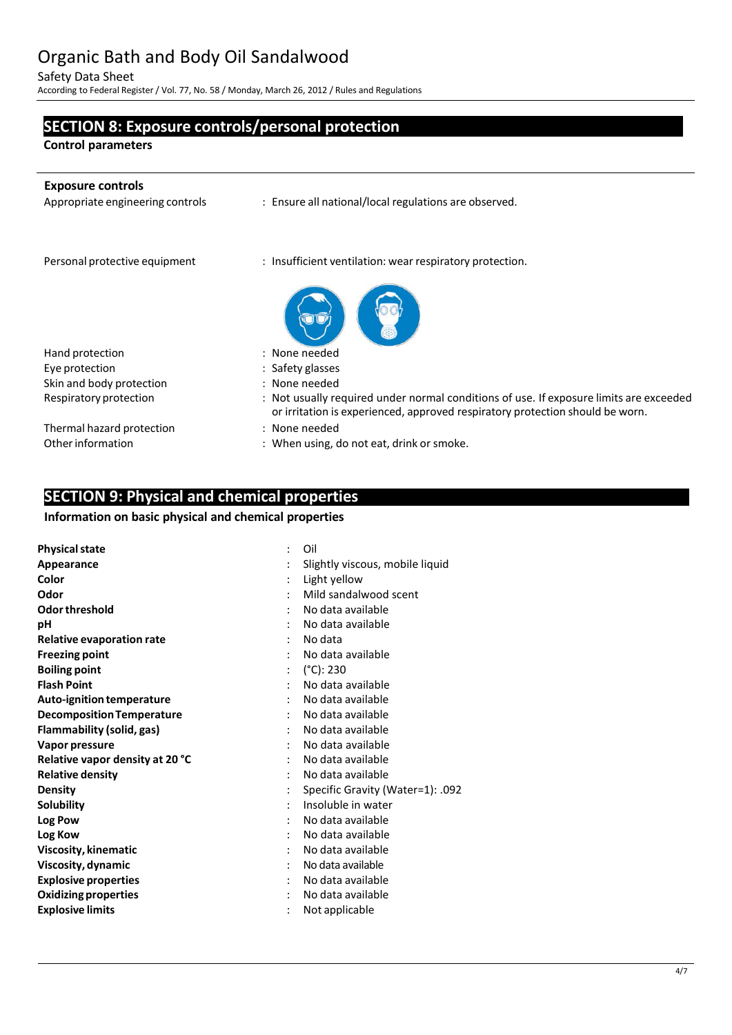## SECTION 8: Exposure controls/personal protection

**Control parameters**

**Exposure controls**

| | |
|---|---|
| Appropriate engineering controls | : Ensure all national/local regulations are observed. |
| Personal protective equipment | : Insufficient ventilation: wear respiratory protection. |
| Hand protection | : None needed |
| Eye protection | : Safety glasses |
| Skin and body protection | : None needed |
| Respiratory protection | : Not usually required under normal conditions of use. If exposure limits are exceeded or irritation is experienced, approved respiratory protection should be worn. |
| Thermal hazard protection | : None needed |
| Other information | : When using, do not eat, drink or smoke. |

## SECTION 9: Physical and chemical properties

**Information on basic physical and chemical properties**

| | |
|---|---|
| **Physical state** | : Oil |
| **Appearance** | : Slightly viscous, mobile liquid |
| **Color** | : Light yellow |
| **Odor** | : Mild sandalwood scent |
| **Odor threshold** | : No data available |
| **pH** | : No data available |
| **Relative evaporation rate** | : No data |
| **Freezing point** | : No data available |
| **Boiling point** | : (°C): 230 |
| **Flash Point** | : No data available |
| **Auto-ignition temperature** | : No data available |
| **Decomposition Temperature** | : No data available |
| **Flammability (solid, gas)** | : No data available |
| **Vapor pressure** | : No data available |
| **Relative vapor density at 20 °C** | : No data available |
| **Relative density** | : No data available |
| **Density** | : Specific Gravity (Water=1): .092 |
| **Solubility** | : Insoluble in water |
| **Log Pow** | : No data available |
| **Log Kow** | : No data available |
| **Viscosity, kinematic** | : No data available |
| **Viscosity, dynamic** | : No data available |
| **Explosive properties** | : No data available |
| **Oxidizing properties** | : No data available |
| **Explosive limits** | : Not applicable |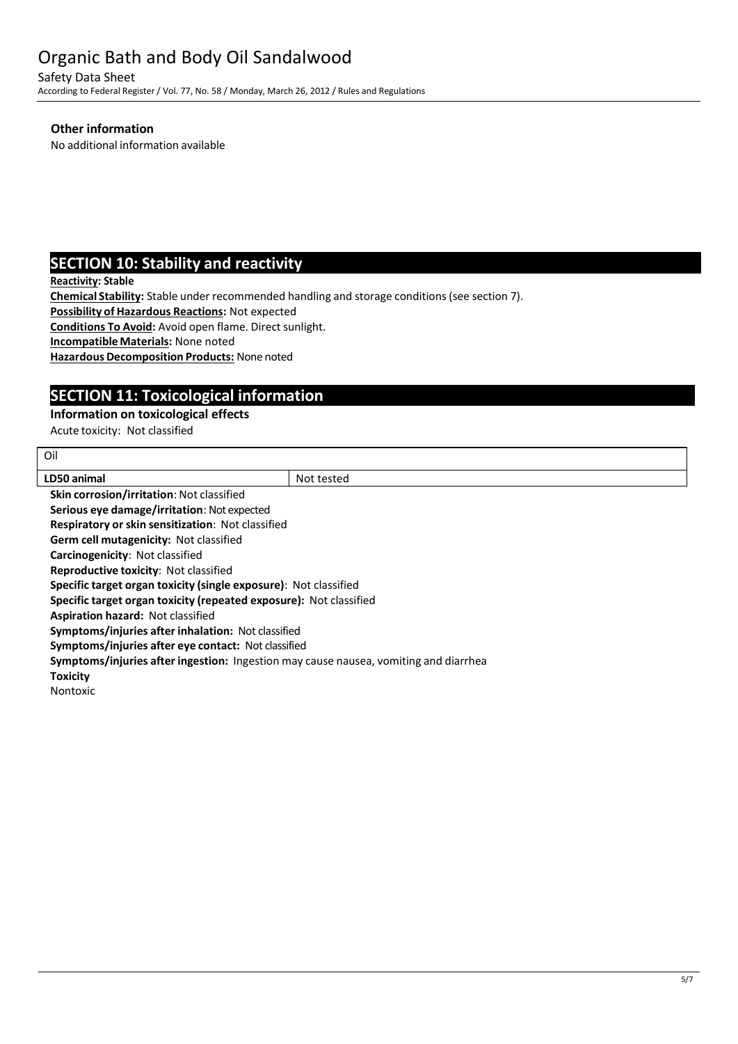**Other information**

No additional information available

## SECTION 10: Stability and reactivity

**Reactivity: Stable**

**Chemical Stability:** Stable under recommended handling and storage conditions (see section 7).

**Possibility of Hazardous Reactions:** Not expected

**Conditions To Avoid:** Avoid open flame. Direct sunlight.

**Incompatible Materials:** None noted

**Hazardous Decomposition Products:** None noted

## SECTION 11: Toxicological information

**Information on toxicological effects**

Acute toxicity: Not classified

| Oil | |
|---|---|
| **LD50 animal** | Not tested |

**Skin corrosion/irritation**: Not classified

**Serious eye damage/irritation**: Not expected

**Respiratory or skin sensitization**: Not classified

**Germ cell mutagenicity:** Not classified

**Carcinogenicity**: Not classified

**Reproductive toxicity**: Not classified

**Specific target organ toxicity (single exposure)**: Not classified

**Specific target organ toxicity (repeated exposure):** Not classified

**Aspiration hazard:** Not classified

**Symptoms/injuries after inhalation:** Not classified

**Symptoms/injuries after eye contact:** Not classified

**Symptoms/injuries after ingestion:** Ingestion may cause nausea, vomiting and diarrhea

**Toxicity**

Nontoxic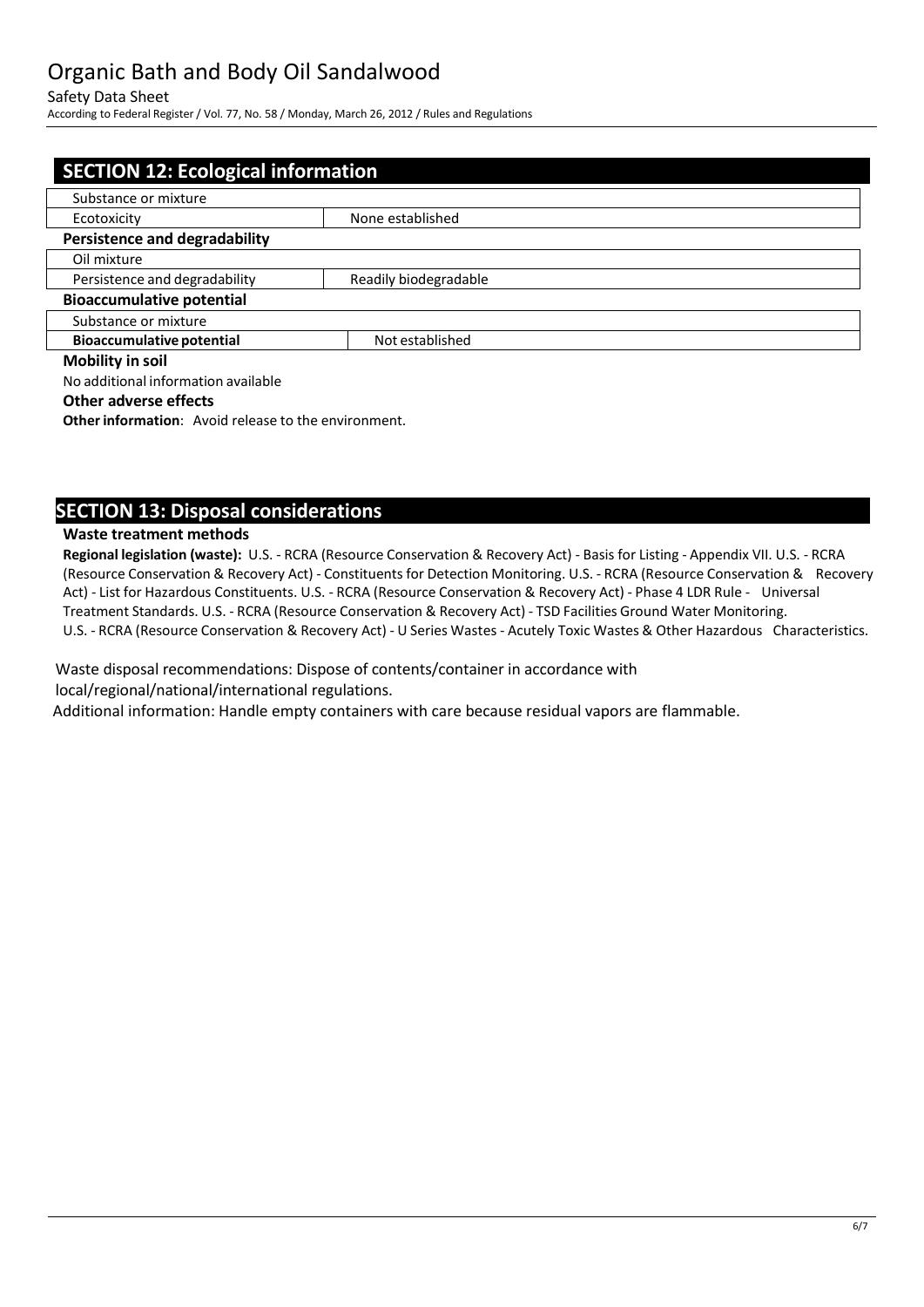## SECTION 12: Ecological information

| Substance or mixture | |
|---|---|
| Ecotoxicity | None established |

**Persistence and degradability**

| Oil mixture | |
|---|---|
| Persistence and degradability | Readily biodegradable |

**Bioaccumulative potential**

| Substance or mixture | |
|---|---|
| **Bioaccumulative potential** | Not established |

**Mobility in soil**

No additional information available

**Other adverse effects**

**Other information**: Avoid release to the environment.

## SECTION 13: Disposal considerations

**Waste treatment methods**

**Regional legislation (waste):** U.S. - RCRA (Resource Conservation & Recovery Act) - Basis for Listing - Appendix VII. U.S. - RCRA (Resource Conservation & Recovery Act) - Constituents for Detection Monitoring. U.S. - RCRA (Resource Conservation & Recovery Act) - List for Hazardous Constituents. U.S. - RCRA (Resource Conservation & Recovery Act) - Phase 4 LDR Rule - Universal Treatment Standards. U.S. - RCRA (Resource Conservation & Recovery Act) - TSD Facilities Ground Water Monitoring. U.S. - RCRA (Resource Conservation & Recovery Act) - U Series Wastes - Acutely Toxic Wastes & Other Hazardous Characteristics.

Waste disposal recommendations: Dispose of contents/container in accordance with local/regional/national/international regulations.

Additional information: Handle empty containers with care because residual vapors are flammable.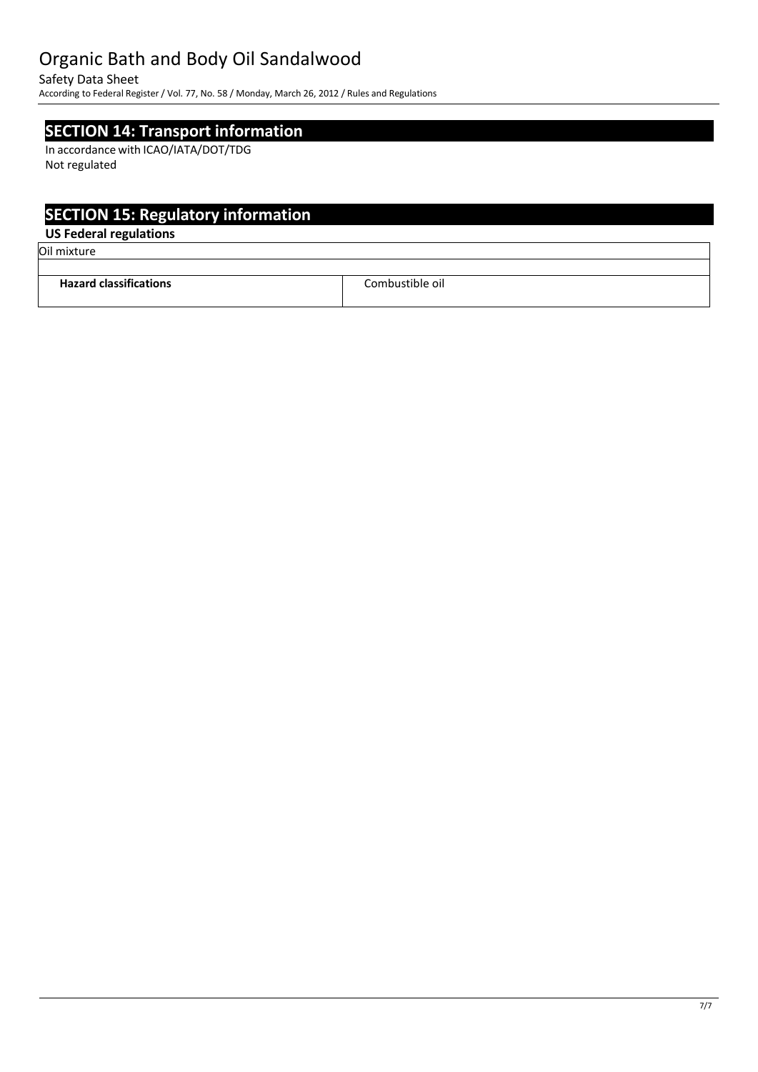## SECTION 14: Transport information

In accordance with ICAO/IATA/DOT/TDG
Not regulated

## SECTION 15: Regulatory information

### US Federal regulations

| Oil mixture | |
|---|---|
| | |
| **Hazard classifications** | Combustible oil |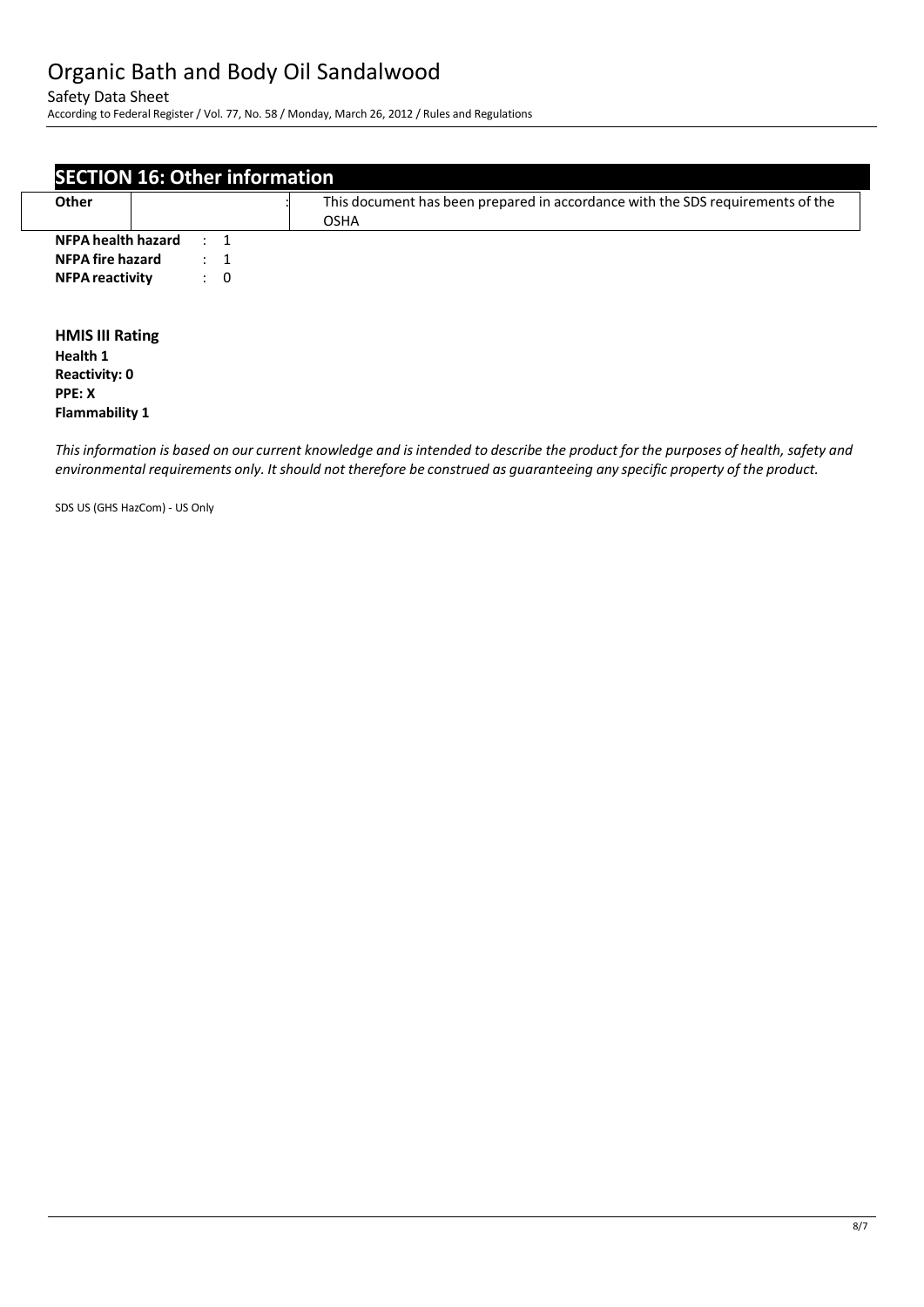## SECTION 16: Other information

| | |
|---|---|
| **Other** | : This document has been prepared in accordance with the SDS requirements of the OSHA |

**NFPA health hazard** : 1
**NFPA fire hazard** : 1
**NFPA reactivity** : 0

**HMIS III Rating**
**Health 1**
**Reactivity: 0**
**PPE: X**
**Flammability 1**

*This information is based on our current knowledge and is intended to describe the product for the purposes of health, safety and environmental requirements only. It should not therefore be construed as guaranteeing any specific property of the product.*

SDS US (GHS HazCom) - US Only